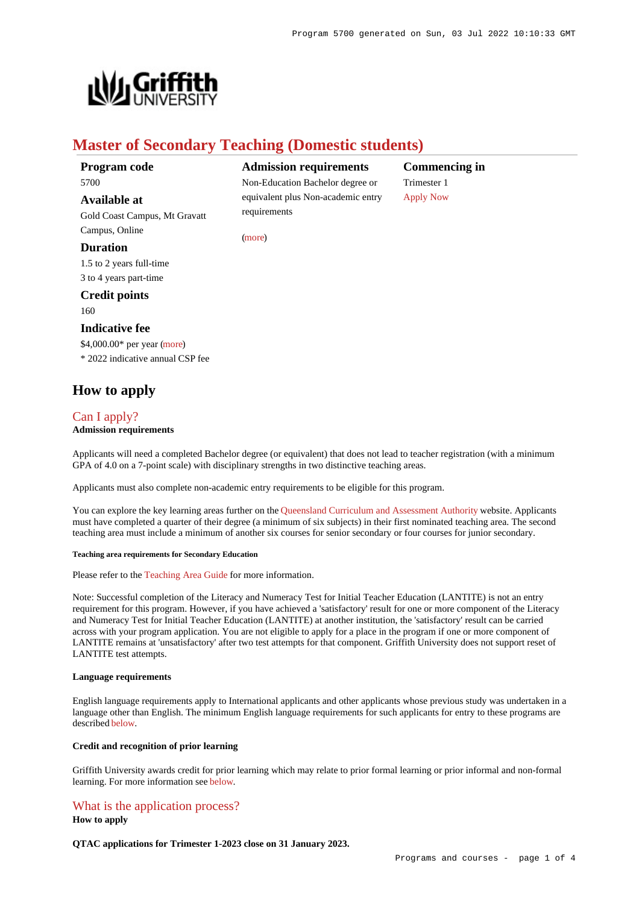# Master of Secondary Teaching (Domestic students)

**Program code**
5700

**Available at**
Gold Coast Campus, Mt Gravatt Campus, Online

**Duration**
1.5 to 2 years full-time
3 to 4 years part-time

**Credit points**
160

**Indicative fee**
$4,000.00* per year (more)
* 2022 indicative annual CSP fee

**Admission requirements**
Non-Education Bachelor degree or equivalent plus Non-academic entry requirements

(more)

**Commencing in**
Trimester 1
Apply Now

## How to apply

### Can I apply?

**Admission requirements**

Applicants will need a completed Bachelor degree (or equivalent) that does not lead to teacher registration (with a minimum GPA of 4.0 on a 7-point scale) with disciplinary strengths in two distinctive teaching areas.

Applicants must also complete non-academic entry requirements to be eligible for this program.

You can explore the key learning areas further on the Queensland Curriculum and Assessment Authority website. Applicants must have completed a quarter of their degree (a minimum of six subjects) in their first nominated teaching area. The second teaching area must include a minimum of another six courses for senior secondary or four courses for junior secondary.

##### Teaching area requirements for Secondary Education

Please refer to the Teaching Area Guide for more information.

Note: Successful completion of the Literacy and Numeracy Test for Initial Teacher Education (LANTITE) is not an entry requirement for this program. However, if you have achieved a 'satisfactory' result for one or more component of the Literacy and Numeracy Test for Initial Teacher Education (LANTITE) at another institution, the 'satisfactory' result can be carried across with your program application. You are not eligible to apply for a place in the program if one or more component of LANTITE remains at 'unsatisfactory' after two test attempts for that component. Griffith University does not support reset of LANTITE test attempts.

**Language requirements**

English language requirements apply to International applicants and other applicants whose previous study was undertaken in a language other than English. The minimum English language requirements for such applicants for entry to these programs are described below.

**Credit and recognition of prior learning**

Griffith University awards credit for prior learning which may relate to prior formal learning or prior informal and non-formal learning. For more information see below.

### What is the application process?

**How to apply**

**QTAC applications for Trimester 1-2023 close on 31 January 2023.**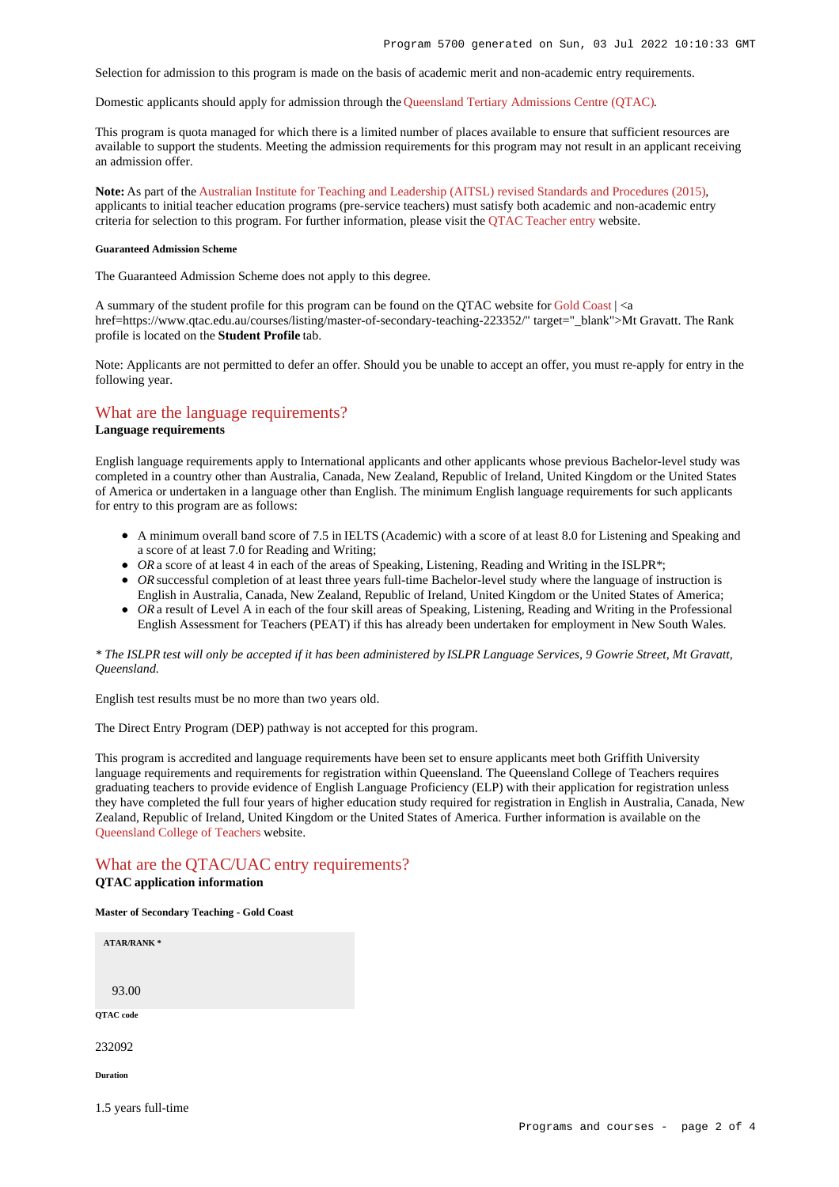Selection for admission to this program is made on the basis of academic merit and non-academic entry requirements.

Domestic applicants should apply for admission through the Queensland Tertiary Admissions Centre (QTAC).

This program is quota managed for which there is a limited number of places available to ensure that sufficient resources are available to support the students. Meeting the admission requirements for this program may not result in an applicant receiving an admission offer.

**Note:** As part of the Australian Institute for Teaching and Leadership (AITSL) revised Standards and Procedures (2015), applicants to initial teacher education programs (pre-service teachers) must satisfy both academic and non-academic entry criteria for selection to this program. For further information, please visit the QTAC Teacher entry website.

##### Guaranteed Admission Scheme

The Guaranteed Admission Scheme does not apply to this degree.

A summary of the student profile for this program can be found on the QTAC website for Gold Coast | <a href=https://www.qtac.edu.au/courses/listing/master-of-secondary-teaching-223352/" target="_blank">Mt Gravatt. The Rank profile is located on the **Student Profile** tab.

Note: Applicants are not permitted to defer an offer. Should you be unable to accept an offer, you must re-apply for entry in the following year.

## What are the language requirements?

**Language requirements**

English language requirements apply to International applicants and other applicants whose previous Bachelor-level study was completed in a country other than Australia, Canada, New Zealand, Republic of Ireland, United Kingdom or the United States of America or undertaken in a language other than English. The minimum English language requirements for such applicants for entry to this program are as follows:

- A minimum overall band score of 7.5 in IELTS (Academic) with a score of at least 8.0 for Listening and Speaking and a score of at least 7.0 for Reading and Writing;
- *OR* a score of at least 4 in each of the areas of Speaking, Listening, Reading and Writing in the ISLPR*;
- *OR* successful completion of at least three years full-time Bachelor-level study where the language of instruction is English in Australia, Canada, New Zealand, Republic of Ireland, United Kingdom or the United States of America;
- *OR* a result of Level A in each of the four skill areas of Speaking, Listening, Reading and Writing in the Professional English Assessment for Teachers (PEAT) if this has already been undertaken for employment in New South Wales.

*\* The ISLPR test will only be accepted if it has been administered by ISLPR Language Services, 9 Gowrie Street, Mt Gravatt, Queensland.*

English test results must be no more than two years old.

The Direct Entry Program (DEP) pathway is not accepted for this program.

This program is accredited and language requirements have been set to ensure applicants meet both Griffith University language requirements and requirements for registration within Queensland. The Queensland College of Teachers requires graduating teachers to provide evidence of English Language Proficiency (ELP) with their application for registration unless they have completed the full four years of higher education study required for registration in English in Australia, Canada, New Zealand, Republic of Ireland, United Kingdom or the United States of America. Further information is available on the Queensland College of Teachers website.

## What are the QTAC/UAC entry requirements?

**QTAC application information**

##### Master of Secondary Teaching - Gold Coast

| ATAR/RANK * |
| --- |
| 93.00 |

##### QTAC code

232092

##### Duration

1.5 years full-time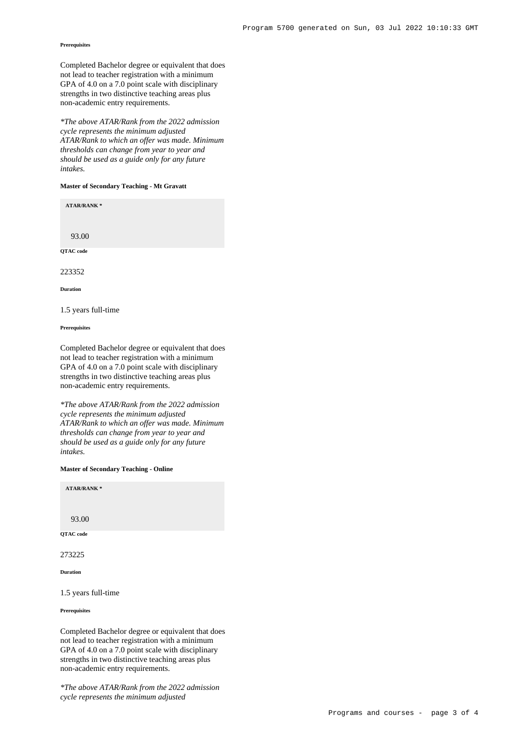**Prerequisites**

Completed Bachelor degree or equivalent that does not lead to teacher registration with a minimum GPA of 4.0 on a 7.0 point scale with disciplinary strengths in two distinctive teaching areas plus non-academic entry requirements.

*\*The above ATAR/Rank from the 2022 admission cycle represents the minimum adjusted ATAR/Rank to which an offer was made. Minimum thresholds can change from year to year and should be used as a guide only for any future intakes.*

**Master of Secondary Teaching - Mt Gravatt**

**ATAR/RANK \***

93.00

**QTAC code**

223352

**Duration**

1.5 years full-time

**Prerequisites**

Completed Bachelor degree or equivalent that does not lead to teacher registration with a minimum GPA of 4.0 on a 7.0 point scale with disciplinary strengths in two distinctive teaching areas plus non-academic entry requirements.

*\*The above ATAR/Rank from the 2022 admission cycle represents the minimum adjusted ATAR/Rank to which an offer was made. Minimum thresholds can change from year to year and should be used as a guide only for any future intakes.*

**Master of Secondary Teaching - Online**

**ATAR/RANK \***

93.00

**QTAC code**

273225

**Duration**

1.5 years full-time

**Prerequisites**

Completed Bachelor degree or equivalent that does not lead to teacher registration with a minimum GPA of 4.0 on a 7.0 point scale with disciplinary strengths in two distinctive teaching areas plus non-academic entry requirements.

*\*The above ATAR/Rank from the 2022 admission cycle represents the minimum adjusted*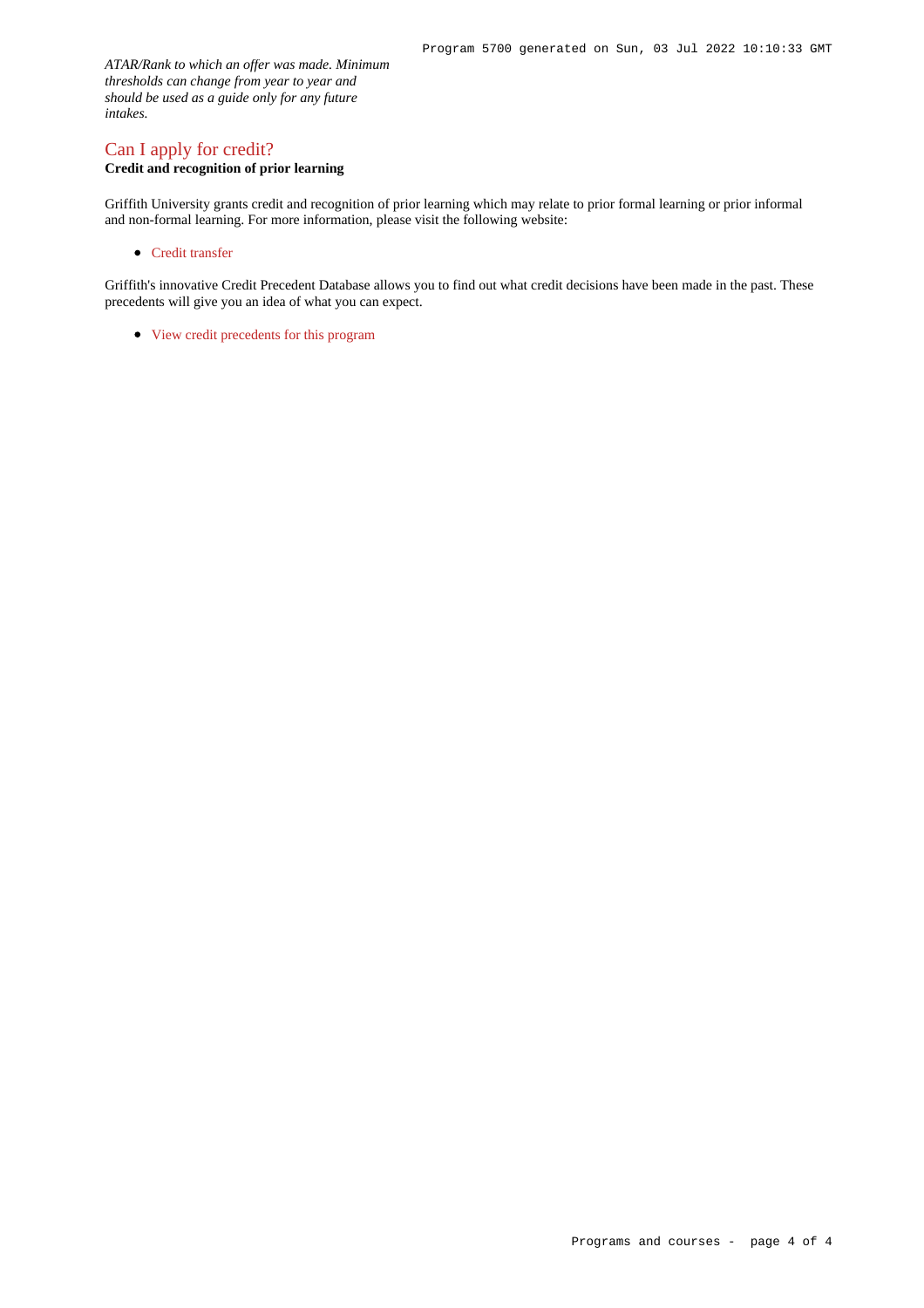*ATAR/Rank to which an offer was made. Minimum thresholds can change from year to year and should be used as a guide only for any future intakes.*

## Can I apply for credit?

**Credit and recognition of prior learning**

Griffith University grants credit and recognition of prior learning which may relate to prior formal learning or prior informal and non-formal learning. For more information, please visit the following website:

- Credit transfer

Griffith's innovative Credit Precedent Database allows you to find out what credit decisions have been made in the past. These precedents will give you an idea of what you can expect.

- View credit precedents for this program